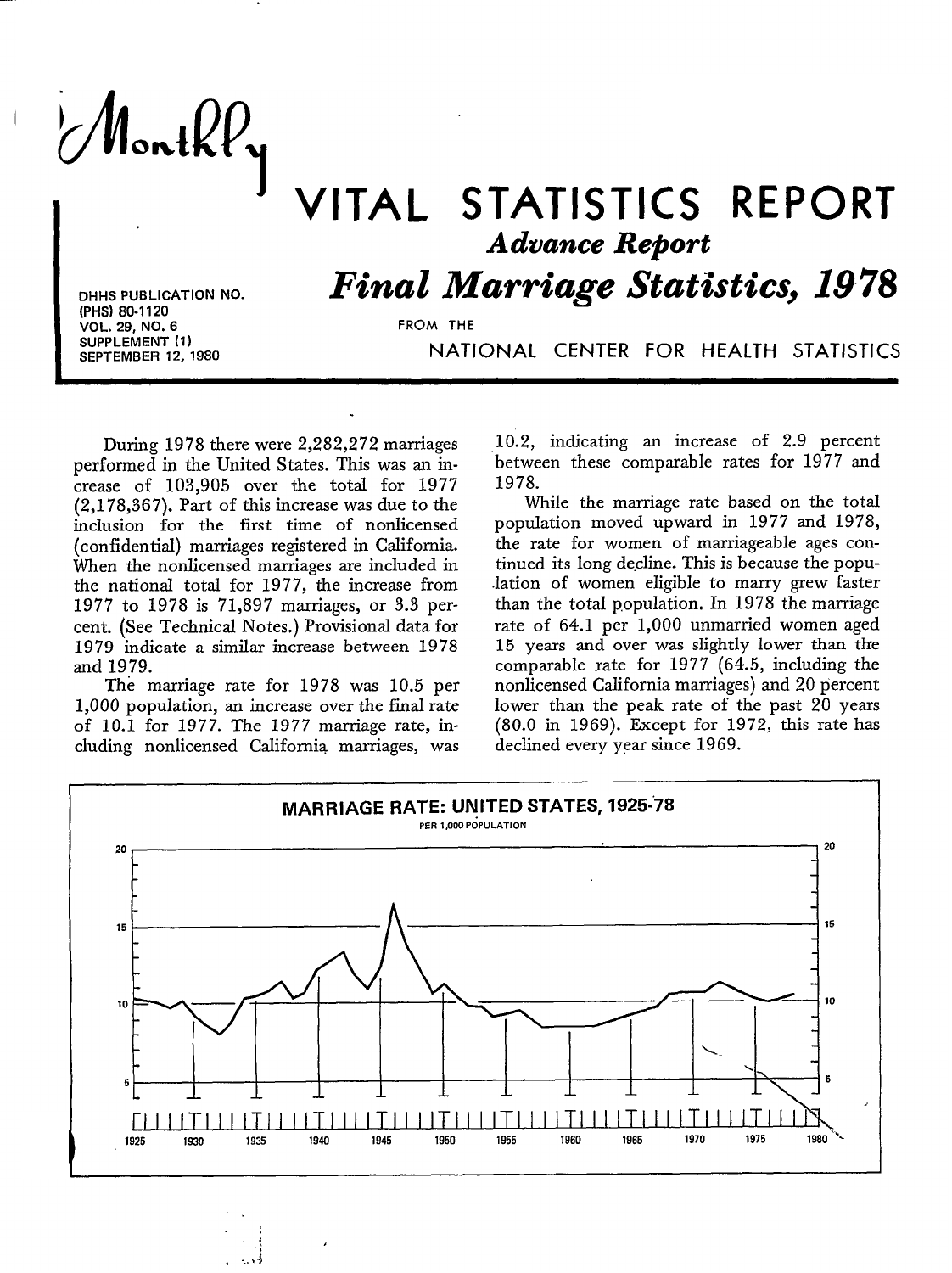# Monthly VITAL STATISTICS REPORT

## *Advance Report*

# *Final Marriage Statistics, 1978*

FROM THE NATIONAL CENTER FOR HEALTH STATISTICS

DHHS PUBLICATION NO. (PHS) 80-1120
VOL. 29, NO. 6
SUPPLEMENT (1)
SEPTEMBER 12, 1980

During 1978 there were 2,282,272 marriages performed in the United States. This was an increase of 103,905 over the total for 1977 (2,178,367). Part of this increase was due to the inclusion for the first time of nonlicensed (confidential) marriages registered in California. When the nonlicensed marriages are included in the national total for 1977, the increase from 1977 to 1978 is 71,897 marriages, or 3.3 percent. (See Technical Notes.) Provisional data for 1979 indicate a similar increase between 1978 and 1979.

The marriage rate for 1978 was 10.5 per 1,000 population, an increase over the final rate of 10.1 for 1977. The 1977 marriage rate, including nonlicensed California marriages, was 10.2, indicating an increase of 2.9 percent between these comparable rates for 1977 and 1978.

While the marriage rate based on the total population moved upward in 1977 and 1978, the rate for women of marriageable ages continued its long decline. This is because the population of women eligible to marry grew faster than the total population. In 1978 the marriage rate of 64.1 per 1,000 unmarried women aged 15 years and over was slightly lower than the comparable rate for 1977 (64.5, including the nonlicensed California marriages) and 20 percent lower than the peak rate of the past 20 years (80.0 in 1969). Except for 1972, this rate has declined every year since 1969.

MARRIAGE RATE: UNITED STATES, 1925-78

PER 1,000 POPULATION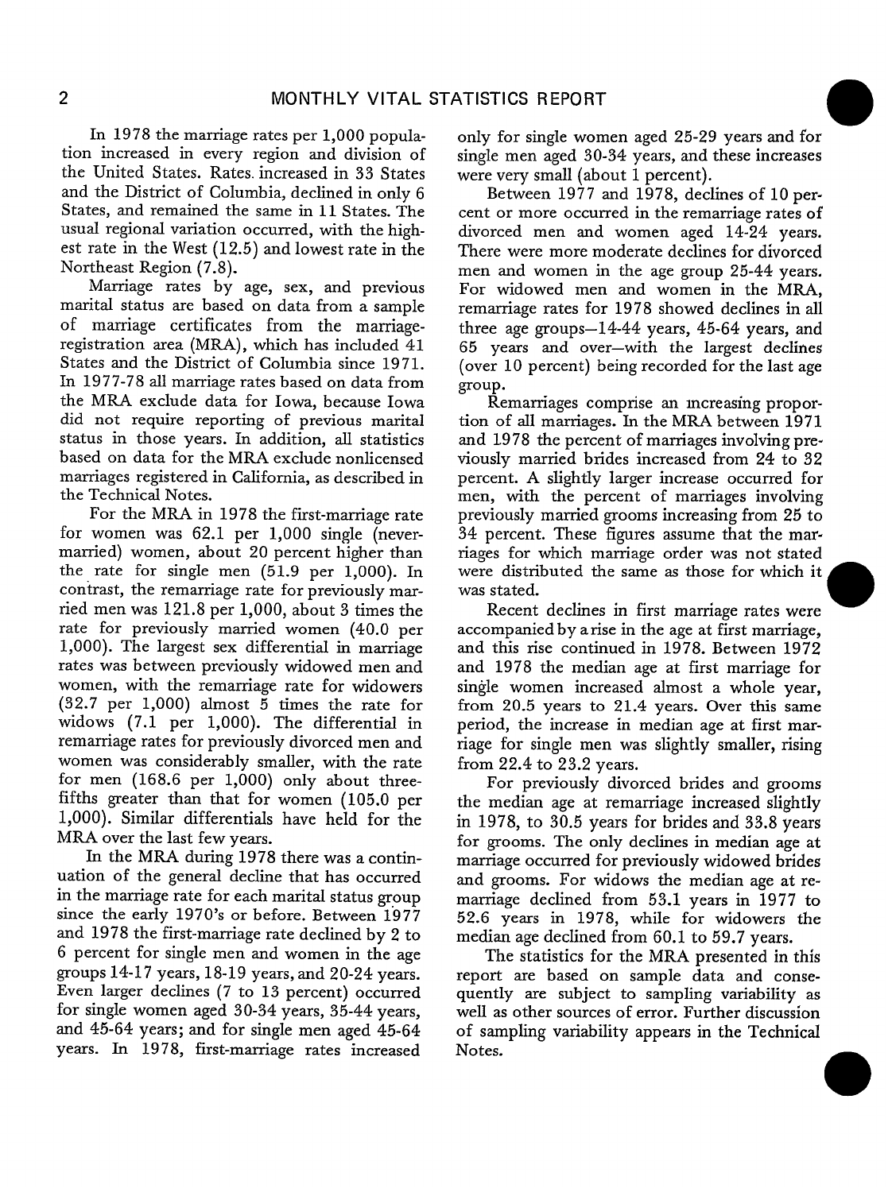In 1978 the marriage rates per 1,000 population increased in every region and division of the United States. Rates increased in 33 States and the District of Columbia, declined in only 6 States, and remained the same in 11 States. The usual regional variation occurred, with the highest rate in the West (12.5) and lowest rate in the Northeast Region (7.8).

Marriage rates by age, sex, and previous marital status are based on data from a sample of marriage certificates from the marriage-registration area (MRA), which has included 41 States and the District of Columbia since 1971. In 1977-78 all marriage rates based on data from the MRA exclude data for Iowa, because Iowa did not require reporting of previous marital status in those years. In addition, all statistics based on data for the MRA exclude nonlicensed marriages registered in California, as described in the Technical Notes.

For the MRA in 1978 the first-marriage rate for women was 62.1 per 1,000 single (never-married) women, about 20 percent higher than the rate for single men (51.9 per 1,000). In contrast, the remarriage rate for previously married men was 121.8 per 1,000, about 3 times the rate for previously married women (40.0 per 1,000). The largest sex differential in marriage rates was between previously widowed men and women, with the remarriage rate for widowers (32.7 per 1,000) almost 5 times the rate for widows (7.1 per 1,000). The differential in remarriage rates for previously divorced men and women was considerably smaller, with the rate for men (168.6 per 1,000) only about three-fifths greater than that for women (105.0 per 1,000). Similar differentials have held for the MRA over the last few years.

In the MRA during 1978 there was a continuation of the general decline that has occurred in the marriage rate for each marital status group since the early 1970's or before. Between 1977 and 1978 the first-marriage rate declined by 2 to 6 percent for single men and women in the age groups 14-17 years, 18-19 years, and 20-24 years. Even larger declines (7 to 13 percent) occurred for single women aged 30-34 years, 35-44 years, and 45-64 years; and for single men aged 45-64 years. In 1978, first-marriage rates increased only for single women aged 25-29 years and for single men aged 30-34 years, and these increases were very small (about 1 percent).

Between 1977 and 1978, declines of 10 percent or more occurred in the remarriage rates of divorced men and women aged 14-24 years. There were more moderate declines for divorced men and women in the age group 25-44 years. For widowed men and women in the MRA, remarriage rates for 1978 showed declines in all three age groups—14-44 years, 45-64 years, and 65 years and over—with the largest declines (over 10 percent) being recorded for the last age group.

Remarriages comprise an increasing proportion of all marriages. In the MRA between 1971 and 1978 the percent of marriages involving previously married brides increased from 24 to 32 percent. A slightly larger increase occurred for men, with the percent of marriages involving previously married grooms increasing from 25 to 34 percent. These figures assume that the marriages for which marriage order was not stated were distributed the same as those for which it was stated.

Recent declines in first marriage rates were accompanied by a rise in the age at first marriage, and this rise continued in 1978. Between 1972 and 1978 the median age at first marriage for single women increased almost a whole year, from 20.5 years to 21.4 years. Over this same period, the increase in median age at first marriage for single men was slightly smaller, rising from 22.4 to 23.2 years.

For previously divorced brides and grooms the median age at remarriage increased slightly in 1978, to 30.5 years for brides and 33.8 years for grooms. The only declines in median age at marriage occurred for previously widowed brides and grooms. For widows the median age at remarriage declined from 53.1 years in 1977 to 52.6 years in 1978, while for widowers the median age declined from 60.1 to 59.7 years.

The statistics for the MRA presented in this report are based on sample data and consequently are subject to sampling variability as well as other sources of error. Further discussion of sampling variability appears in the Technical Notes.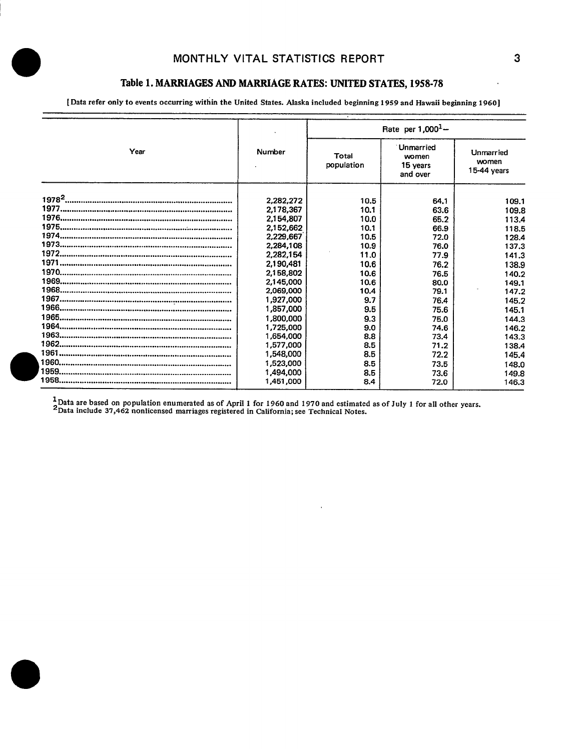## Table 1. MARRIAGES AND MARRIAGE RATES: UNITED STATES, 1958-78

[Data refer only to events occurring within the United States. Alaska included beginning 1959 and Hawaii beginning 1960]

| Year | Number | Rate per 1,000[1]— | | |
|---|---|---|---|---|
| | | Total population | Unmarried women 15 years and over | Unmarried women 15-44 years |
| 1978[2] | 2,282,272 | 10.5 | 64.1 | 109.1 |
| 1977 | 2,178,367 | 10.1 | 63.6 | 109.8 |
| 1976 | 2,154,807 | 10.0 | 65.2 | 113.4 |
| 1975 | 2,152,662 | 10.1 | 66.9 | 118.5 |
| 1974 | 2,229,667 | 10.5 | 72.0 | 128.4 |
| 1973 | 2,284,108 | 10.9 | 76.0 | 137.3 |
| 1972 | 2,282,154 | 11.0 | 77.9 | 141.3 |
| 1971 | 2,190,481 | 10.6 | 76.2 | 138.9 |
| 1970 | 2,158,802 | 10.6 | 76.5 | 140.2 |
| 1969 | 2,145,000 | 10.6 | 80.0 | 149.1 |
| 1968 | 2,069,000 | 10.4 | 79.1 | 147.2 |
| 1967 | 1,927,000 | 9.7 | 76.4 | 145.2 |
| 1966 | 1,857,000 | 9.5 | 75.6 | 145.1 |
| 1965 | 1,800,000 | 9.3 | 75.0 | 144.3 |
| 1964 | 1,725,000 | 9.0 | 74.6 | 146.2 |
| 1963 | 1,654,000 | 8.8 | 73.4 | 143.3 |
| 1962 | 1,577,000 | 8.5 | 71.2 | 138.4 |
| 1961 | 1,548,000 | 8.5 | 72.2 | 145.4 |
| 1960 | 1,523,000 | 8.5 | 73.5 | 148.0 |
| 1959 | 1,494,000 | 8.5 | 73.6 | 149.8 |
| 1958 | 1,451,000 | 8.4 | 72.0 | 146.3 |

[1]Data are based on population enumerated as of April 1 for 1960 and 1970 and estimated as of July 1 for all other years.
[2]Data include 37,462 nonlicensed marriages registered in California; see Technical Notes.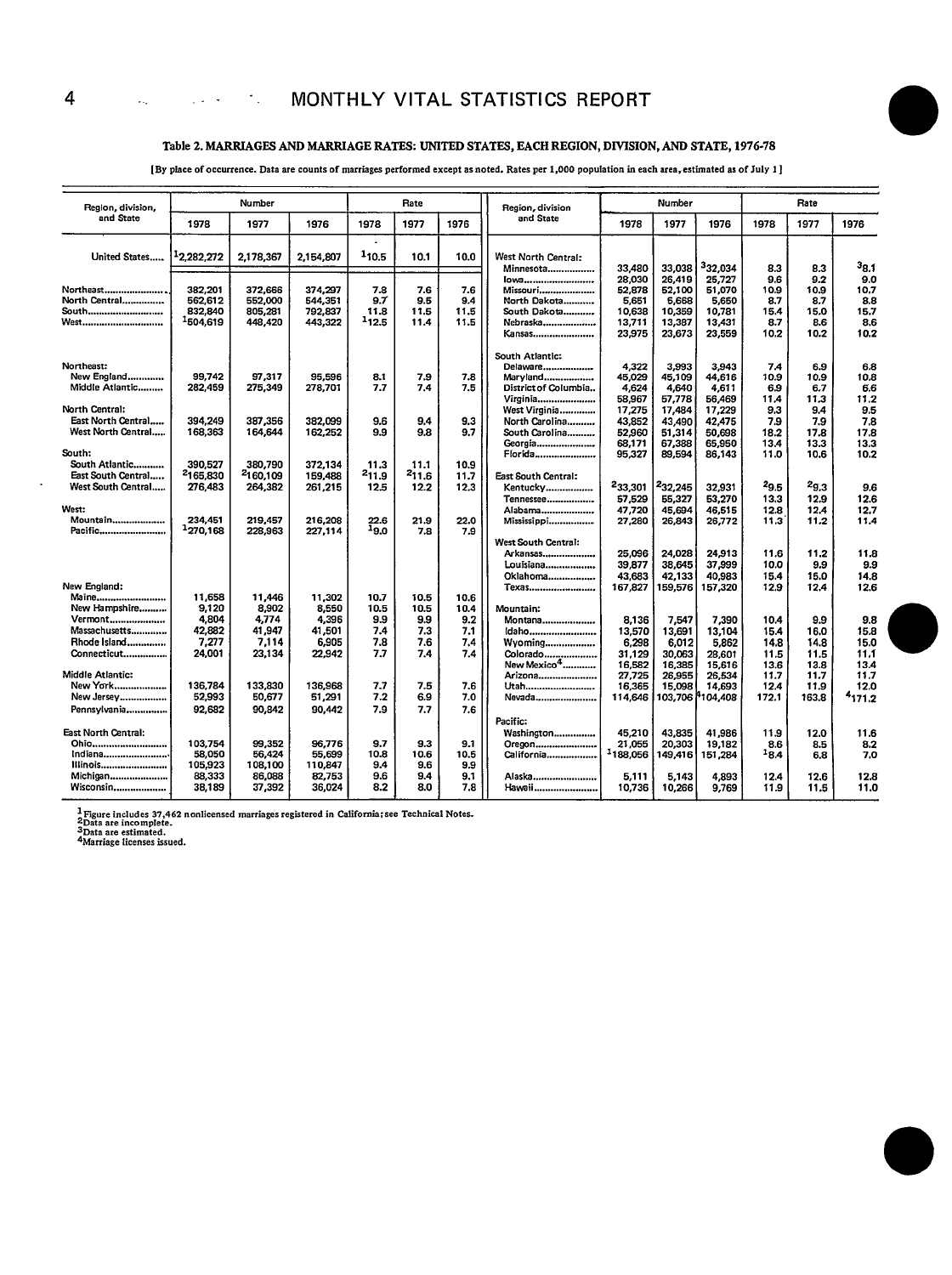### Table 2. MARRIAGES AND MARRIAGE RATES: UNITED STATES, EACH REGION, DIVISION, AND STATE, 1976-78

[By place of occurrence. Data are counts of marriages performed except as noted. Rates per 1,000 population in each area, estimated as of July 1]

| Region, division, and State | Number | | | Rate | | |
|---|---|---|---|---|---|---|
| | 1978 | 1977 | 1976 | 1978 | 1977 | 1976 |
| United States | [1]2,282,272 | 2,178,367 | 2,154,807 | [1]10.5 | 10.1 | 10.0 |
| Northeast | 382,201 | 372,666 | 374,297 | 7.8 | 7.6 | 7.6 |
| North Central | 562,612 | 552,000 | 544,351 | 9.7 | 9.5 | 9.4 |
| South | 832,840 | 805,281 | 792,837 | 11.8 | 11.5 | 11.5 |
| West | [1]504,619 | 448,420 | 443,322 | [1]12.5 | 11.4 | 11.5 |
| **Northeast:** | | | | | | |
| New England | 99,742 | 97,317 | 95,596 | 8.1 | 7.9 | 7.8 |
| Middle Atlantic | 282,459 | 275,349 | 278,701 | 7.7 | 7.4 | 7.5 |
| **North Central:** | | | | | | |
| East North Central | 394,249 | 387,356 | 382,099 | 9.6 | 9.4 | 9.3 |
| West North Central | 168,363 | 164,644 | 162,252 | 9.9 | 9.8 | 9.7 |
| **South:** | | | | | | |
| South Atlantic | 390,527 | 380,790 | 372,134 | 11.3 | 11.1 | 10.9 |
| East South Central | [2]165,830 | [2]160,109 | 159,488 | [2]11.9 | [2]11.6 | 11.7 |
| West South Central | 276,483 | 264,382 | 261,215 | 12.5 | 12.2 | 12.3 |
| **West:** | | | | | | |
| Mountain | 234,451 | 219,457 | 216,208 | 22.6 | 21.9 | 22.0 |
| Pacific | [1]270,168 | 228,963 | 227,114 | [1]9.0 | 7.8 | 7.9 |
| **New England:** | | | | | | |
| Maine | 11,658 | 11,446 | 11,302 | 10.7 | 10.5 | 10.6 |
| New Hampshire | 9,120 | 8,902 | 8,550 | 10.5 | 10.5 | 10.4 |
| Vermont | 4,804 | 4,774 | 4,396 | 9.9 | 9.9 | 9.2 |
| Massachusetts | 42,882 | 41,947 | 41,501 | 7.4 | 7.3 | 7.1 |
| Rhode Island | 7,277 | 7,114 | 6,905 | 7.8 | 7.6 | 7.4 |
| Connecticut | 24,001 | 23,134 | 22,942 | 7.7 | 7.4 | 7.4 |
| **Middle Atlantic:** | | | | | | |
| New York | 136,784 | 133,830 | 136,968 | 7.7 | 7.5 | 7.6 |
| New Jersey | 52,993 | 50,677 | 51,291 | 7.2 | 6.9 | 7.0 |
| Pennsylvania | 92,682 | 90,842 | 90,442 | 7.9 | 7.7 | 7.6 |
| **East North Central:** | | | | | | |
| Ohio | 103,754 | 99,352 | 96,776 | 9.7 | 9.3 | 9.1 |
| Indiana | 58,050 | 56,424 | 55,699 | 10.8 | 10.6 | 10.5 |
| Illinois | 105,923 | 108,100 | 110,847 | 9.4 | 9.6 | 9.9 |
| Michigan | 88,333 | 86,088 | 82,753 | 9.6 | 9.4 | 9.1 |
| Wisconsin | 38,189 | 37,392 | 36,024 | 8.2 | 8.0 | 7.8 |
| **West North Central:** | | | | | | |
| Minnesota | 33,480 | 33,038 | [3]32,034 | 8.3 | 8.3 | [3]8.1 |
| Iowa | 28,030 | 26,419 | 25,727 | 9.6 | 9.2 | 9.0 |
| Missouri | 52,878 | 52,100 | 51,070 | 10.9 | 10.9 | 10.7 |
| North Dakota | 5,651 | 5,668 | 5,650 | 8.7 | 8.7 | 8.8 |
| South Dakota | 10,638 | 10,359 | 10,781 | 15.4 | 15.0 | 15.7 |
| Nebraska | 13,711 | 13,387 | 13,431 | 8.7 | 8.6 | 8.6 |
| Kansas | 23,975 | 23,673 | 23,559 | 10.2 | 10.2 | 10.2 |
| **South Atlantic:** | | | | | | |
| Delaware | 4,322 | 3,993 | 3,943 | 7.4 | 6.9 | 6.8 |
| Maryland | 45,029 | 45,109 | 44,616 | 10.9 | 10.9 | 10.8 |
| District of Columbia | 4,624 | 4,640 | 4,611 | 6.9 | 6.7 | 6.6 |
| Virginia | 58,967 | 57,778 | 56,469 | 11.4 | 11.3 | 11.2 |
| West Virginia | 17,275 | 17,484 | 17,229 | 9.3 | 9.4 | 9.5 |
| North Carolina | 43,852 | 43,490 | 42,475 | 7.9 | 7.9 | 7.8 |
| South Carolina | 52,960 | 51,314 | 50,698 | 18.2 | 17.8 | 17.8 |
| Georgia | 68,171 | 67,388 | 65,950 | 13.4 | 13.3 | 13.3 |
| Florida | 95,327 | 89,594 | 86,143 | 11.0 | 10.6 | 10.2 |
| **East South Central:** | | | | | | |
| Kentucky | [2]33,301 | [2]32,245 | 32,931 | [2]9.5 | [2]9.3 | 9.6 |
| Tennessee | 57,529 | 55,327 | 53,270 | 13.3 | 12.9 | 12.6 |
| Alabama | 47,720 | 45,694 | 46,515 | 12.8 | 12.4 | 12.7 |
| Mississippi | 27,280 | 26,843 | 26,772 | 11.3 | 11.2 | 11.4 |
| **West South Central:** | | | | | | |
| Arkansas | 25,096 | 24,028 | 24,913 | 11.6 | 11.2 | 11.8 |
| Louisiana | 39,877 | 38,645 | 37,999 | 10.0 | 9.9 | 9.9 |
| Oklahoma | 43,683 | 42,133 | 40,983 | 15.4 | 15.0 | 14.8 |
| Texas | 167,827 | 159,576 | 157,320 | 12.9 | 12.4 | 12.6 |
| **Mountain:** | | | | | | |
| Montana | 8,136 | 7,547 | 7,390 | 10.4 | 9.9 | 9.8 |
| Idaho | 13,570 | 13,691 | 13,104 | 15.4 | 16.0 | 15.8 |
| Wyoming | 6,298 | 6,012 | 5,862 | 14.8 | 14.8 | 15.0 |
| Colorado | 31,129 | 30,063 | 28,601 | 11.5 | 11.5 | 11.1 |
| New Mexico[4] | 16,582 | 16,385 | 15,616 | 13.6 | 13.8 | 13.4 |
| Arizona | 27,725 | 26,955 | 26,534 | 11.7 | 11.7 | 11.7 |
| Utah | 16,365 | 15,098 | 14,693 | 12.4 | 11.9 | 12.0 |
| Nevada | 114,646 | 103,706 | [4]104,408 | 172.1 | 163.8 | [4]171.2 |
| **Pacific:** | | | | | | |
| Washington | 45,210 | 43,835 | 41,986 | 11.9 | 12.0 | 11.6 |
| Oregon | 21,055 | 20,303 | 19,182 | 8.6 | 8.5 | 8.2 |
| California | [1]188,056 | 149,416 | 151,284 | [1]8.4 | 6.8 | 7.0 |
| Alaska | 5,111 | 5,143 | 4,893 | 12.4 | 12.6 | 12.8 |
| Hawaii | 10,736 | 10,266 | 9,769 | 11.9 | 11.5 | 11.0 |

[1]Figure includes 37,462 nonlicensed marriages registered in California; see Technical Notes.
[2]Data are incomplete.
[3]Data are estimated.
[4]Marriage licenses issued.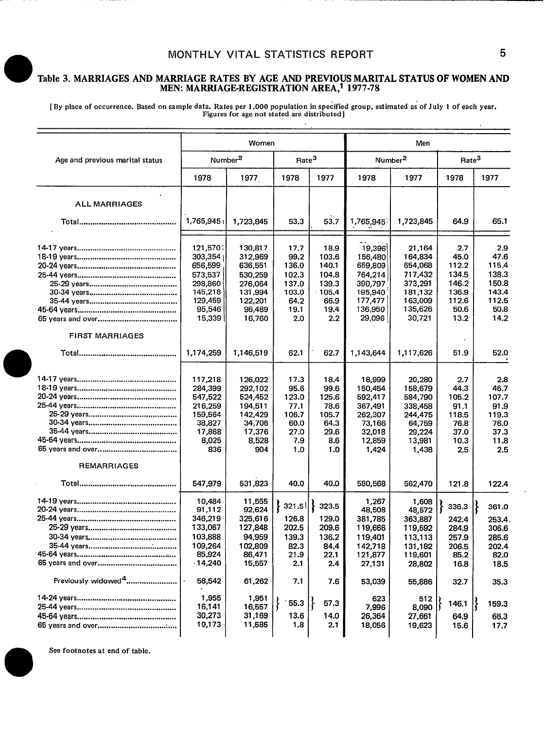### Table 3. MARRIAGES AND MARRIAGE RATES BY AGE AND PREVIOUS MARITAL STATUS OF WOMEN AND MEN: MARRIAGE-REGISTRATION AREA,[1] 1977-78

[By place of occurrence. Based on sample data. Rates per 1,000 population in specified group, estimated as of July 1 of each year. Figures for age not stated are distributed]

| Age and previous marital status | Women | | | | Men | | | |
|---|---|---|---|---|---|---|---|---|
| | Number[2] | | Rate[3] | | Number[2] | | Rate[3] | |
| | 1978 | 1977 | 1978 | 1977 | 1978 | 1977 | 1978 | 1977 |
| **ALL MARRIAGES** | | | | | | | | |
| Total | 1,765,945 | 1,723,845 | 53.3 | 53.7 | 1,765,945 | 1,723,845 | 64.9 | 65.1 |
| 14-17 years | 121,570 | 130,817 | 17.7 | 18.9 | 19,396 | 21,164 | 2.7 | 2.9 |
| 18-19 years | 303,354 | 312,969 | 99.2 | 103.6 | 156,480 | 164,834 | 45.0 | 47.6 |
| 20-24 years | 656,599 | 636,551 | 136.0 | 140.1 | 659,809 | 654,068 | 112.2 | 115.4 |
| 25-44 years | 573,537 | 530,259 | 102.3 | 104.8 | 764,214 | 717,432 | 134.5 | 138.3 |
| 25-29 years | 298,860 | 276,064 | 137.0 | 139.3 | 390,797 | 373,291 | 146.2 | 150.8 |
| 30-34 years | 145,218 | 131,994 | 103.0 | 105.4 | 195,940 | 181,132 | 136.9 | 143.4 |
| 35-44 years | 129,459 | 122,201 | 64.2 | 66.9 | 177,477 | 163,009 | 112.6 | 112.5 |
| 45-64 years | 95,546 | 96,489 | 19.1 | 19.4 | 136,950 | 135,626 | 50.6 | 50.8 |
| 65 years and over | 15,339 | 16,760 | 2.0 | 2.2 | 29,096 | 30,721 | 13.2 | 14.2 |
| **FIRST MARRIAGES** | | | | | | | | |
| Total | 1,174,259 | 1,146,519 | 62.1 | 62.7 | 1,143,644 | 1,117,626 | 51.9 | 52.0 |
| 14-17 years | 117,218 | 126,022 | 17.3 | 18.4 | 18,999 | 20,280 | 2.7 | 2.8 |
| 18-19 years | 284,399 | 292,102 | 95.6 | 99.6 | 150,454 | 158,679 | 44.3 | 46.7 |
| 20-24 years | 547,522 | 524,452 | 123.0 | 125.6 | 592,417 | 584,790 | 105.2 | 107.7 |
| 25-44 years | 216,259 | 194,511 | 77.1 | 78.6 | 367,491 | 338,458 | 91.1 | 91.9 |
| 25-29 years | 159,564 | 142,429 | 106.7 | 105.7 | 262,307 | 244,475 | 118.5 | 119.3 |
| 30-34 years | 38,827 | 34,706 | 60.0 | 64.3 | 73,166 | 64,759 | 76.8 | 76.0 |
| 35-44 years | 17,868 | 17,376 | 27.0 | 29.6 | 32,018 | 29,224 | 37.0 | 37.3 |
| 45-64 years | 8,025 | 8,528 | 7.9 | 8.6 | 12,859 | 13,981 | 10.3 | 11.8 |
| 65 years and over | 836 | 904 | 1.0 | 1.0 | 1,424 | 1,438 | 2.5 | 2.5 |
| **REMARRIAGES** | | | | | | | | |
| Total | 547,979 | 531,823 | 40.0 | 40.0 | 580,568 | 562,470 | 121.8 | 122.4 |
| 14-19 years | 10,484 | 11,555 | } 321.5 | } 323.5 | 1,267 | 1,608 | } 336.3 | } 361.0 |
| 20-24 years | 91,112 | 92,624 | | | 48,508 | 48,572 | | |
| 25-44 years | 346,219 | 325,616 | 126.8 | 129.0 | 381,785 | 363,887 | 242.4 | 253.4 |
| 25-29 years | 133,067 | 127,848 | 202.5 | 209.6 | 119,666 | 119,592 | 284.9 | 306.6 |
| 30-34 years | 103,888 | 94,959 | 139.3 | 136.2 | 119,401 | 113,113 | 257.9 | 285.6 |
| 35-44 years | 109,264 | 102,809 | 82.3 | 84.4 | 142,718 | 131,182 | 206.5 | 202.4 |
| 45-64 years | 85,924 | 86,471 | 21.9 | 22.1 | 121,877 | 119,601 | 85.2 | 82.0 |
| 65 years and over | 14,240 | 15,557 | 2.1 | 2.4 | 27,131 | 28,802 | 16.8 | 18.5 |
| Previously widowed[4] | 58,542 | 61,262 | 7.1 | 7.6 | 53,039 | 55,886 | 32.7 | 35.3 |
| 14-24 years | 1,955 | 1,951 | } 55.3 | } 57.3 | 623 | 512 | } 146.1 | } 159.3 |
| 25-44 years | 16,141 | 16,557 | | | 7,996 | 8,090 | | |
| 45-64 years | 30,273 | 31,169 | 13.6 | 14.0 | 26,364 | 27,661 | 64.9 | 66.3 |
| 65 years and over | 10,173 | 11,585 | 1.8 | 2.1 | 18,056 | 19,623 | 15.6 | 17.7 |

See footnotes at end of table.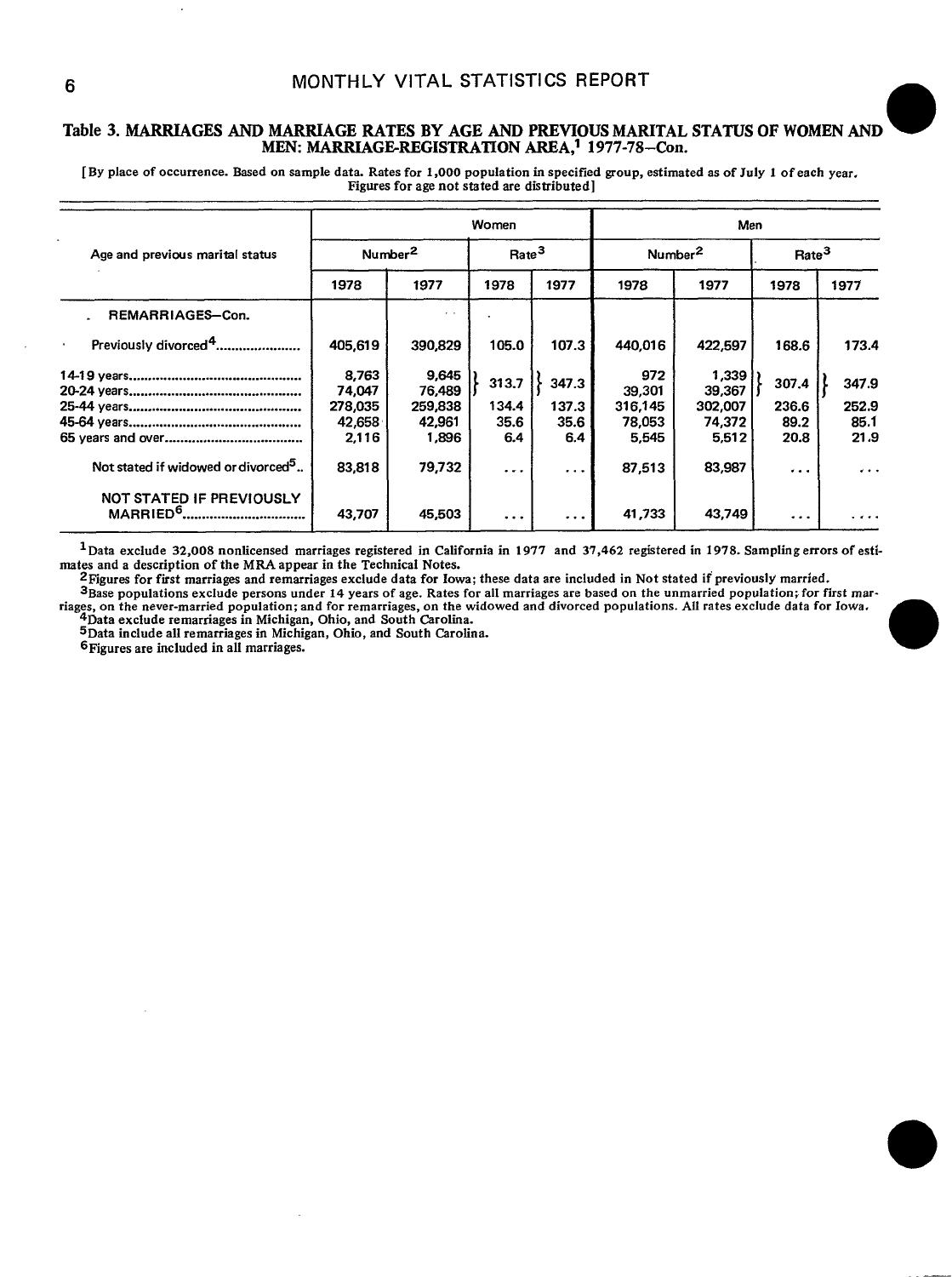## Table 3. MARRIAGES AND MARRIAGE RATES BY AGE AND PREVIOUS MARITAL STATUS OF WOMEN AND MEN: MARRIAGE-REGISTRATION AREA,[1] 1977-78–Con.

[By place of occurrence. Based on sample data. Rates for 1,000 population in specified group, estimated as of July 1 of each year. Figures for age not stated are distributed]

| Age and previous marital status | Women | | | | Men | | | |
|---|---|---|---|---|---|---|---|---|
| | Number[2] | | Rate[3] | | Number[2] | | Rate[3] | |
| | 1978 | 1977 | 1978 | 1977 | 1978 | 1977 | 1978 | 1977 |
| REMARRIAGES–Con. | | | | | | | | |
| Previously divorced[4] | 405,619 | 390,829 | 105.0 | 107.3 | 440,016 | 422,597 | 168.6 | 173.4 |
| 14-19 years | 8,763 | 9,645 | } 313.7 | } 347.3 | 972 | 1,339 | } 307.4 | } 347.9 |
| 20-24 years | 74,047 | 76,489 | | | 39,301 | 39,367 | | |
| 25-44 years | 278,035 | 259,838 | 134.4 | 137.3 | 316,145 | 302,007 | 236.6 | 252.9 |
| 45-64 years | 42,658 | 42,961 | 35.6 | 35.6 | 78,053 | 74,372 | 89.2 | 85.1 |
| 65 years and over | 2,116 | 1,896 | 6.4 | 6.4 | 5,545 | 5,512 | 20.8 | 21.9 |
| Not stated if widowed or divorced[5] | 83,818 | 79,732 | ... | ... | 87,513 | 83,987 | ... | ... |
| NOT STATED IF PREVIOUSLY MARRIED[6] | 43,707 | 45,503 | ... | ... | 41,733 | 43,749 | ... | ... |

[1]Data exclude 32,008 nonlicensed marriages registered in California in 1977 and 37,462 registered in 1978. Sampling errors of estimates and a description of the MRA appear in the Technical Notes.

[2]Figures for first marriages and remarriages exclude data for Iowa; these data are included in Not stated if previously married.

[3]Base populations exclude persons under 14 years of age. Rates for all marriages are based on the unmarried population; for first marriages, on the never-married population; and for remarriages, on the widowed and divorced populations. All rates exclude data for Iowa.

[4]Data exclude remarriages in Michigan, Ohio, and South Carolina.

[5]Data include all remarriages in Michigan, Ohio, and South Carolina.

[6]Figures are included in all marriages.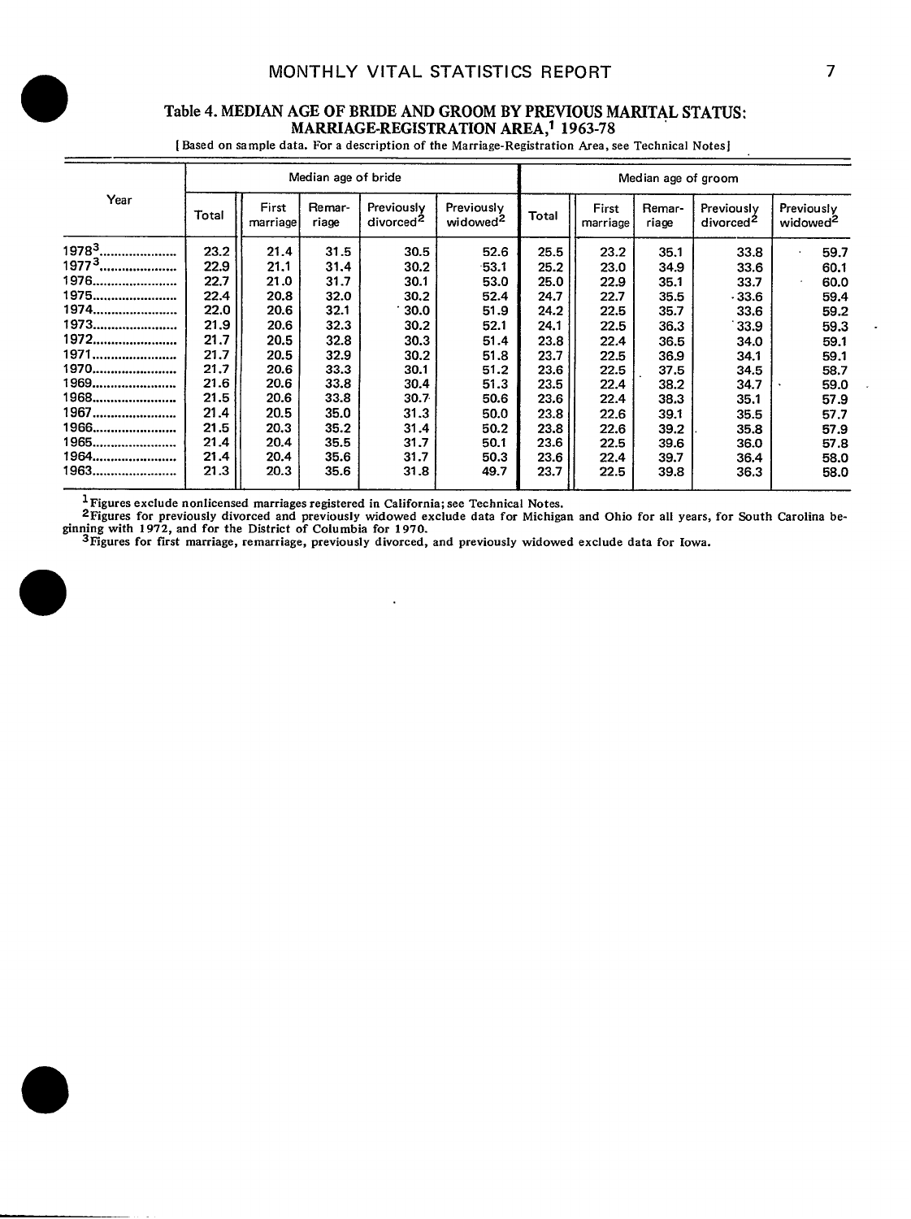### Table 4. MEDIAN AGE OF BRIDE AND GROOM BY PREVIOUS MARITAL STATUS: MARRIAGE-REGISTRATION AREA,[1] 1963-78

[Based on sample data. For a description of the Marriage-Registration Area, see Technical Notes]

| Year | Median age of bride | | | | | Median age of groom | | | | |
|---|---|---|---|---|---|---|---|---|---|---|
| | Total | First marriage | Remarriage | Previously divorced[2] | Previously widowed[2] | Total | First marriage | Remarriage | Previously divorced[2] | Previously widowed[2] |
| 1978[3] | 23.2 | 21.4 | 31.5 | 30.5 | 52.6 | 25.5 | 23.2 | 35.1 | 33.8 | 59.7 |
| 1977[3] | 22.9 | 21.1 | 31.4 | 30.2 | 53.1 | 25.2 | 23.0 | 34.9 | 33.6 | 60.1 |
| 1976 | 22.7 | 21.0 | 31.7 | 30.1 | 53.0 | 25.0 | 22.9 | 35.1 | 33.7 | 60.0 |
| 1975 | 22.4 | 20.8 | 32.0 | 30.2 | 52.4 | 24.7 | 22.7 | 35.5 | 33.6 | 59.4 |
| 1974 | 22.0 | 20.6 | 32.1 | 30.0 | 51.9 | 24.2 | 22.5 | 35.7 | 33.6 | 59.2 |
| 1973 | 21.9 | 20.6 | 32.3 | 30.2 | 52.1 | 24.1 | 22.5 | 36.3 | 33.9 | 59.3 |
| 1972 | 21.7 | 20.5 | 32.8 | 30.3 | 51.4 | 23.8 | 22.4 | 36.5 | 34.0 | 59.1 |
| 1971 | 21.7 | 20.5 | 32.9 | 30.2 | 51.8 | 23.7 | 22.5 | 36.9 | 34.1 | 59.1 |
| 1970 | 21.7 | 20.6 | 33.3 | 30.1 | 51.2 | 23.6 | 22.5 | 37.5 | 34.5 | 58.7 |
| 1969 | 21.6 | 20.6 | 33.8 | 30.4 | 51.3 | 23.5 | 22.4 | 38.2 | 34.7 | 59.0 |
| 1968 | 21.5 | 20.6 | 33.8 | 30.7 | 50.6 | 23.6 | 22.4 | 38.3 | 35.1 | 57.9 |
| 1967 | 21.4 | 20.5 | 35.0 | 31.3 | 50.0 | 23.8 | 22.6 | 39.1 | 35.5 | 57.7 |
| 1966 | 21.5 | 20.3 | 35.2 | 31.4 | 50.2 | 23.8 | 22.6 | 39.2 | 35.8 | 57.9 |
| 1965 | 21.4 | 20.4 | 35.5 | 31.7 | 50.1 | 23.6 | 22.5 | 39.6 | 36.0 | 57.8 |
| 1964 | 21.4 | 20.4 | 35.6 | 31.7 | 50.3 | 23.6 | 22.4 | 39.7 | 36.4 | 58.0 |
| 1963 | 21.3 | 20.3 | 35.6 | 31.8 | 49.7 | 23.7 | 22.5 | 39.8 | 36.3 | 58.0 |

[1] Figures exclude nonlicensed marriages registered in California; see Technical Notes.

[2] Figures for previously divorced and previously widowed exclude data for Michigan and Ohio for all years, for South Carolina beginning with 1972, and for the District of Columbia for 1970.

[3] Figures for first marriage, remarriage, previously divorced, and previously widowed exclude data for Iowa.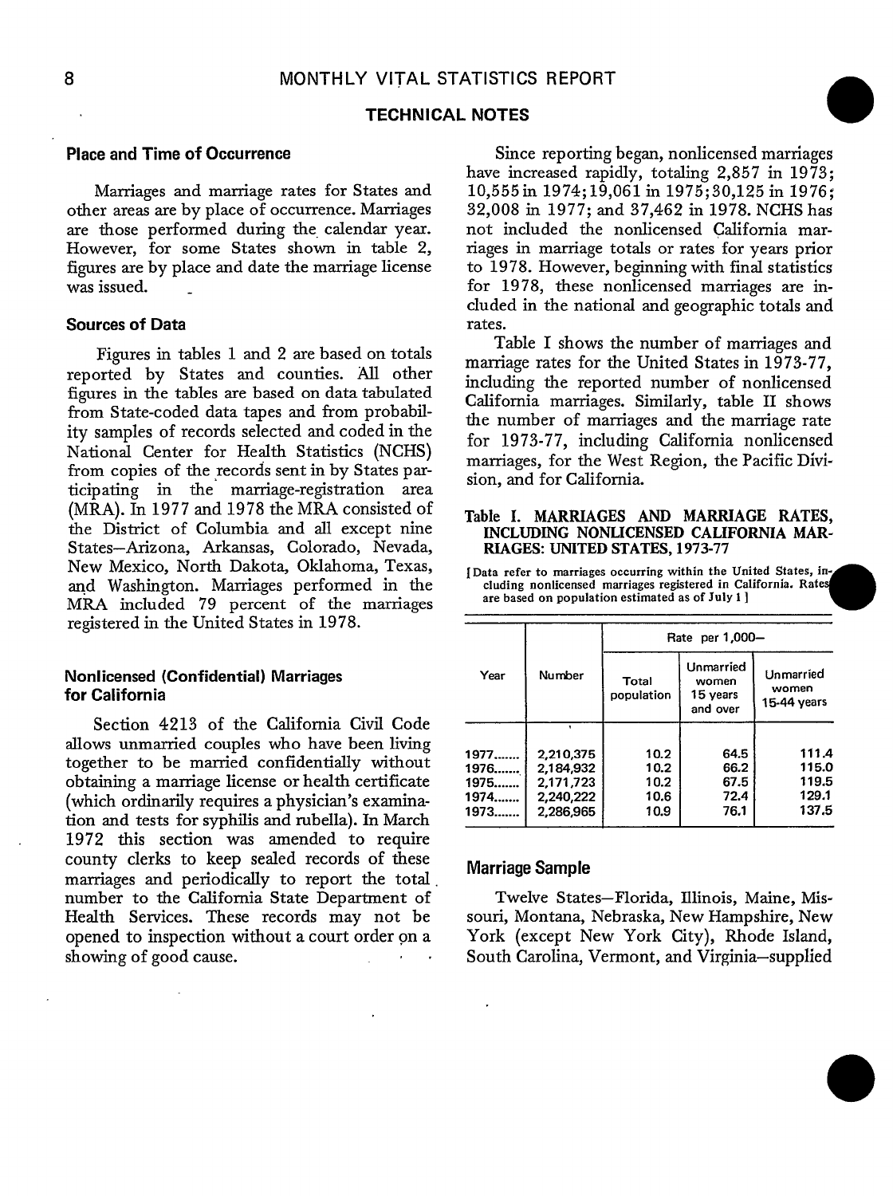## TECHNICAL NOTES

### Place and Time of Occurrence

Marriages and marriage rates for States and other areas are by place of occurrence. Marriages are those performed during the calendar year. However, for some States shown in table 2, figures are by place and date the marriage license was issued.

### Sources of Data

Figures in tables 1 and 2 are based on totals reported by States and counties. All other figures in the tables are based on data tabulated from State-coded data tapes and from probability samples of records selected and coded in the National Center for Health Statistics (NCHS) from copies of the records sent in by States participating in the marriage-registration area (MRA). In 1977 and 1978 the MRA consisted of the District of Columbia and all except nine States—Arizona, Arkansas, Colorado, Nevada, New Mexico, North Dakota, Oklahoma, Texas, and Washington. Marriages performed in the MRA included 79 percent of the marriages registered in the United States in 1978.

### Nonlicensed (Confidential) Marriages for California

Section 4213 of the California Civil Code allows unmarried couples who have been living together to be married confidentially without obtaining a marriage license or health certificate (which ordinarily requires a physician's examination and tests for syphilis and rubella). In March 1972 this section was amended to require county clerks to keep sealed records of these marriages and periodically to report the total number to the California State Department of Health Services. These records may not be opened to inspection without a court order on a showing of good cause.

Since reporting began, nonlicensed marriages have increased rapidly, totaling 2,857 in 1973; 10,555 in 1974; 19,061 in 1975; 30,125 in 1976; 32,008 in 1977; and 37,462 in 1978. NCHS has not included the nonlicensed California marriages in marriage totals or rates for years prior to 1978. However, beginning with final statistics for 1978, these nonlicensed marriages are included in the national and geographic totals and rates.

Table I shows the number of marriages and marriage rates for the United States in 1973-77, including the reported number of nonlicensed California marriages. Similarly, table II shows the number of marriages and the marriage rate for 1973-77, including California nonlicensed marriages, for the West Region, the Pacific Division, and for California.

**Table I. MARRIAGES AND MARRIAGE RATES, INCLUDING NONLICENSED CALIFORNIA MARRIAGES: UNITED STATES, 1973-77**

[Data refer to marriages occurring within the United States, including nonlicensed marriages registered in California. Rates are based on population estimated as of July 1]

| Year | Number | Rate per 1,000— | | |
|---|---|---|---|---|
| | | Total population | Unmarried women 15 years and over | Unmarried women 15-44 years |
| 1977....... | 2,210,375 | 10.2 | 64.5 | 111.4 |
| 1976....... | 2,184,932 | 10.2 | 66.2 | 115.0 |
| 1975....... | 2,171,723 | 10.2 | 67.5 | 119.5 |
| 1974....... | 2,240,222 | 10.6 | 72.4 | 129.1 |
| 1973....... | 2,286,965 | 10.9 | 76.1 | 137.5 |

### Marriage Sample

Twelve States—Florida, Illinois, Maine, Missouri, Montana, Nebraska, New Hampshire, New York (except New York City), Rhode Island, South Carolina, Vermont, and Virginia—supplied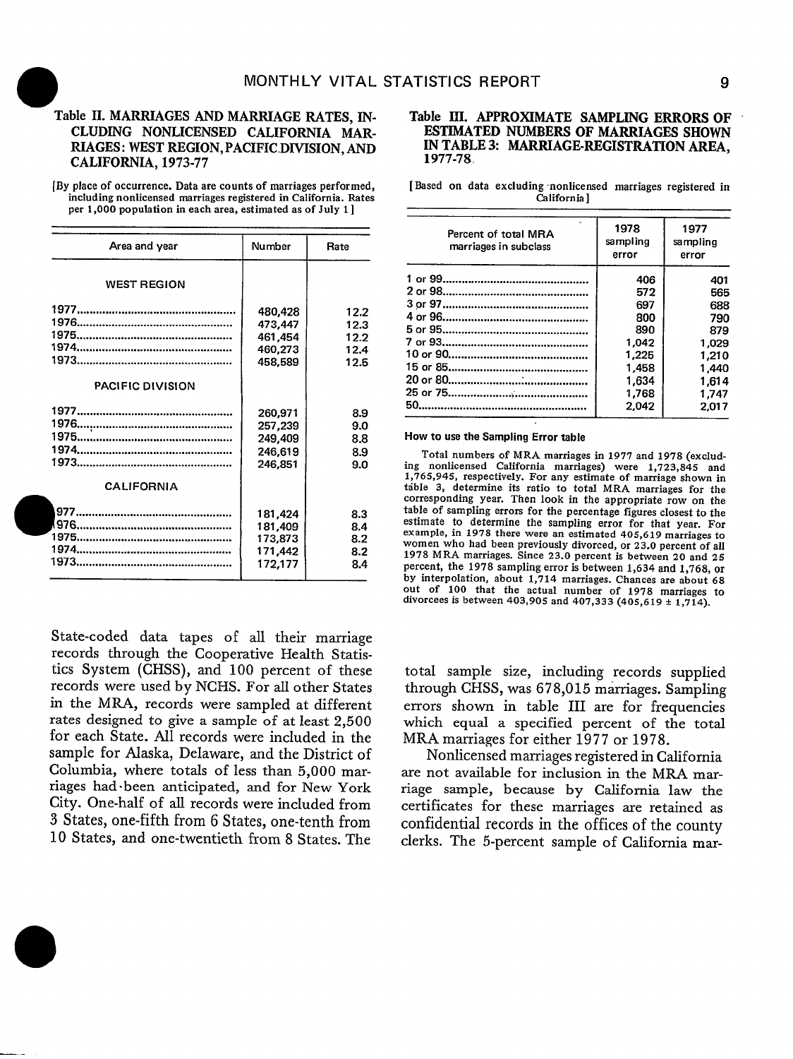**Table II. MARRIAGES AND MARRIAGE RATES, INCLUDING NONLICENSED CALIFORNIA MARRIAGES: WEST REGION, PACIFIC DIVISION, AND CALIFORNIA, 1973-77**

[By place of occurrence. Data are counts of marriages performed, including nonlicensed marriages registered in California. Rates per 1,000 population in each area, estimated as of July 1]

| Area and year | Number | Rate |
|---|---|---|
| WEST REGION | | |
| 1977 | 480,428 | 12.2 |
| 1976 | 473,447 | 12.3 |
| 1975 | 461,454 | 12.2 |
| 1974 | 460,273 | 12.4 |
| 1973 | 458,589 | 12.5 |
| PACIFIC DIVISION | | |
| 1977 | 260,971 | 8.9 |
| 1976 | 257,239 | 9.0 |
| 1975 | 249,409 | 8.8 |
| 1974 | 246,619 | 8.9 |
| 1973 | 246,851 | 9.0 |
| CALIFORNIA | | |
| 1977 | 181,424 | 8.3 |
| 1976 | 181,409 | 8.4 |
| 1975 | 173,873 | 8.2 |
| 1974 | 171,442 | 8.2 |
| 1973 | 172,177 | 8.4 |

**Table III. APPROXIMATE SAMPLING ERRORS OF ESTIMATED NUMBERS OF MARRIAGES SHOWN IN TABLE 3: MARRIAGE-REGISTRATION AREA, 1977-78**

[Based on data excluding nonlicensed marriages registered in California]

| Percent of total MRA marriages in subclass | 1978 sampling error | 1977 sampling error |
|---|---|---|
| 1 or 99 | 406 | 401 |
| 2 or 98 | 572 | 565 |
| 3 or 97 | 697 | 688 |
| 4 or 96 | 800 | 790 |
| 5 or 95 | 890 | 879 |
| 7 or 93 | 1,042 | 1,029 |
| 10 or 90 | 1,225 | 1,210 |
| 15 or 85 | 1,458 | 1,440 |
| 20 or 80 | 1,634 | 1,614 |
| 25 or 75 | 1,768 | 1,747 |
| 50 | 2,042 | 2,017 |

**How to use the Sampling Error table**

Total numbers of MRA marriages in 1977 and 1978 (excluding nonlicensed California marriages) were 1,723,845 and 1,765,945, respectively. For any estimate of marriage shown in table 3, determine its ratio to total MRA marriages for the corresponding year. Then look in the appropriate row on the table of sampling errors for the percentage figures closest to the estimate to determine the sampling error for that year. For example, in 1978 there were an estimated 405,619 marriages to women who had been previously divorced, or 23.0 percent of all 1978 MRA marriages. Since 23.0 percent is between 20 and 25 percent, the 1978 sampling error is between 1,634 and 1,768, or by interpolation, about 1,714 marriages. Chances are about 68 out of 100 that the actual number of 1978 marriages to divorcees is between 403,905 and 407,333 (405,619 ± 1,714).

State-coded data tapes of all their marriage records through the Cooperative Health Statistics System (CHSS), and 100 percent of these records were used by NCHS. For all other States in the MRA, records were sampled at different rates designed to give a sample of at least 2,500 for each State. All records were included in the sample for Alaska, Delaware, and the District of Columbia, where totals of less than 5,000 marriages had been anticipated, and for New York City. One-half of all records were included from 3 States, one-fifth from 6 States, one-tenth from 10 States, and one-twentieth from 8 States. The total sample size, including records supplied through CHSS, was 678,015 marriages. Sampling errors shown in table III are for frequencies which equal a specified percent of the total MRA marriages for either 1977 or 1978.

Nonlicensed marriages registered in California are not available for inclusion in the MRA marriage sample, because by California law the certificates for these marriages are retained as confidential records in the offices of the county clerks. The 5-percent sample of California mar-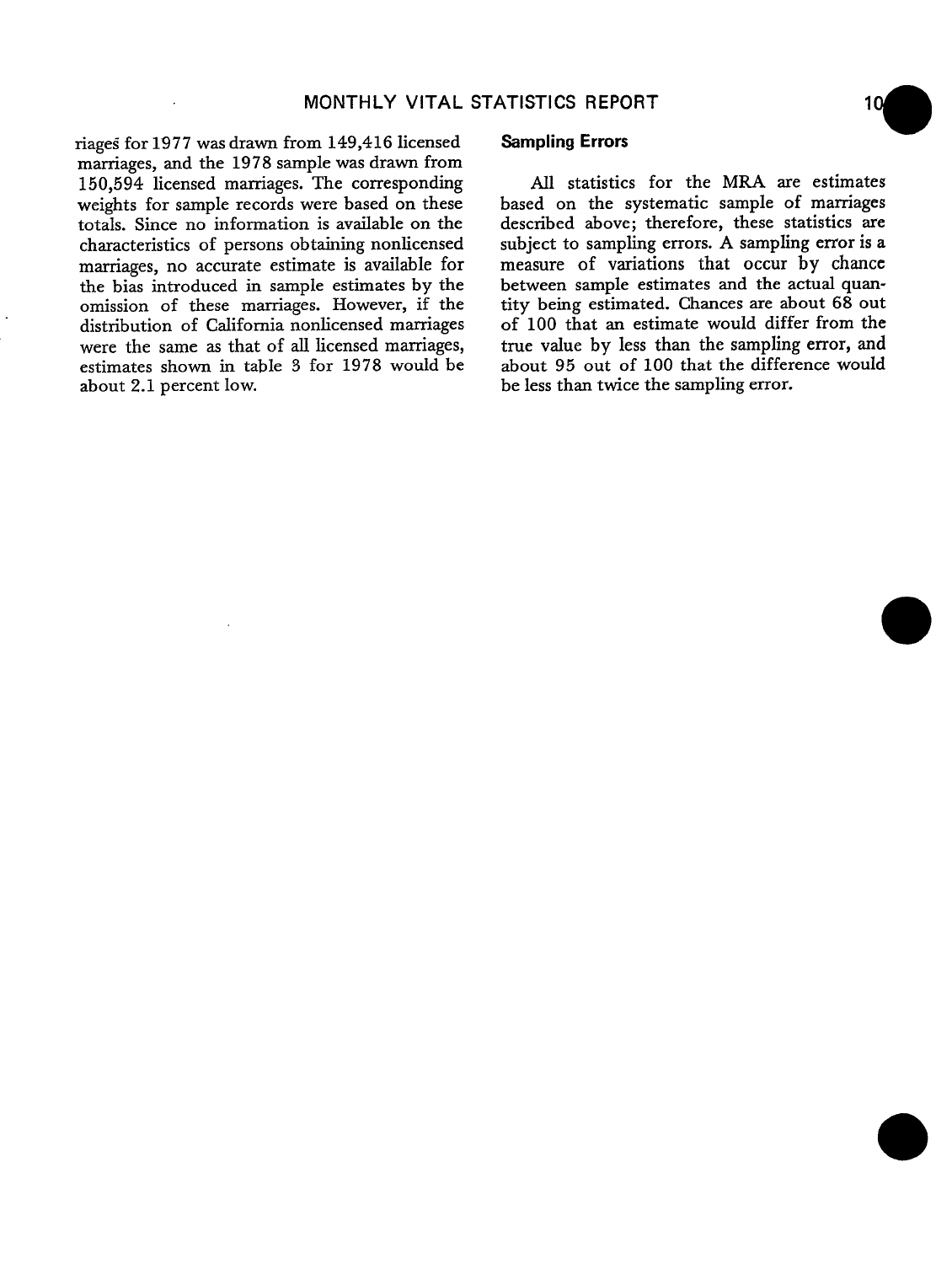riages for 1977 was drawn from 149,416 licensed marriages, and the 1978 sample was drawn from 150,594 licensed marriages. The corresponding weights for sample records were based on these totals. Since no information is available on the characteristics of persons obtaining nonlicensed marriages, no accurate estimate is available for the bias introduced in sample estimates by the omission of these marriages. However, if the distribution of California nonlicensed marriages were the same as that of all licensed marriages, estimates shown in table 3 for 1978 would be about 2.1 percent low.

### Sampling Errors

All statistics for the MRA are estimates based on the systematic sample of marriages described above; therefore, these statistics are subject to sampling errors. A sampling error is a measure of variations that occur by chance between sample estimates and the actual quantity being estimated. Chances are about 68 out of 100 that an estimate would differ from the true value by less than the sampling error, and about 95 out of 100 that the difference would be less than twice the sampling error.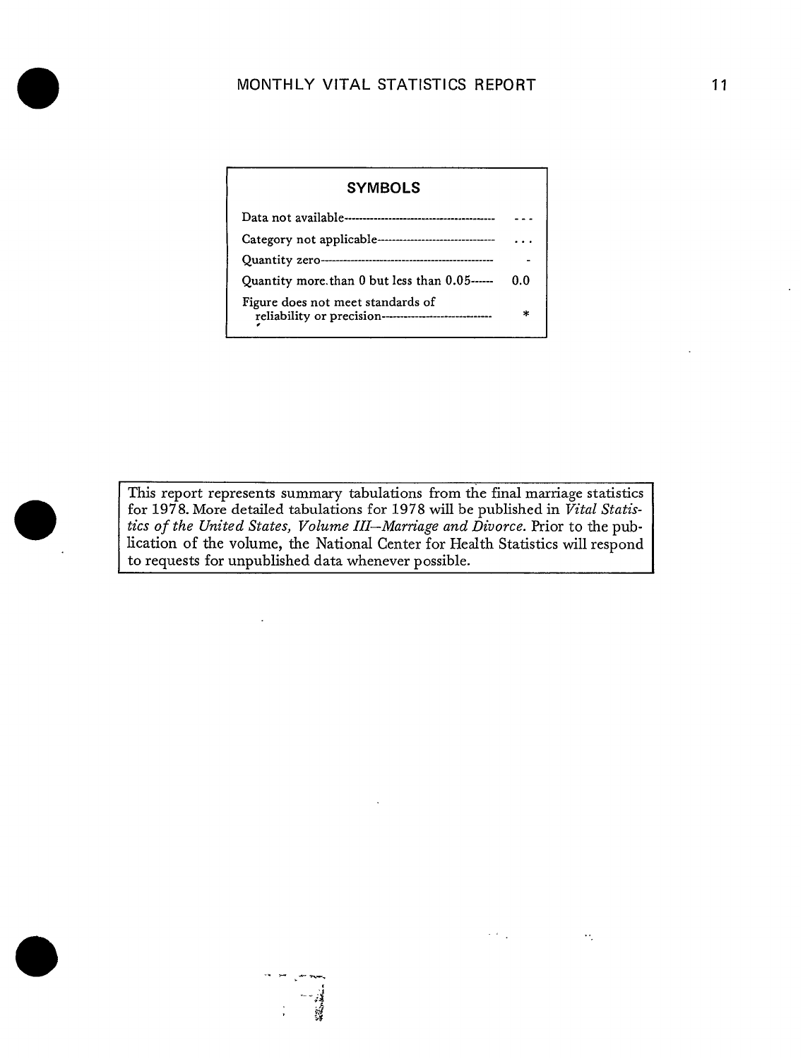## SYMBOLS

| | |
|---|---|
| Data not available | --- |
| Category not applicable | . . . |
| Quantity zero | - |
| Quantity more than 0 but less than 0.05 | 0.0 |
| Figure does not meet standards of reliability or precision | * |

This report represents summary tabulations from the final marriage statistics for 1978. More detailed tabulations for 1978 will be published in *Vital Statistics of the United States, Volume III—Marriage and Divorce.* Prior to the publication of the volume, the National Center for Health Statistics will respond to requests for unpublished data whenever possible.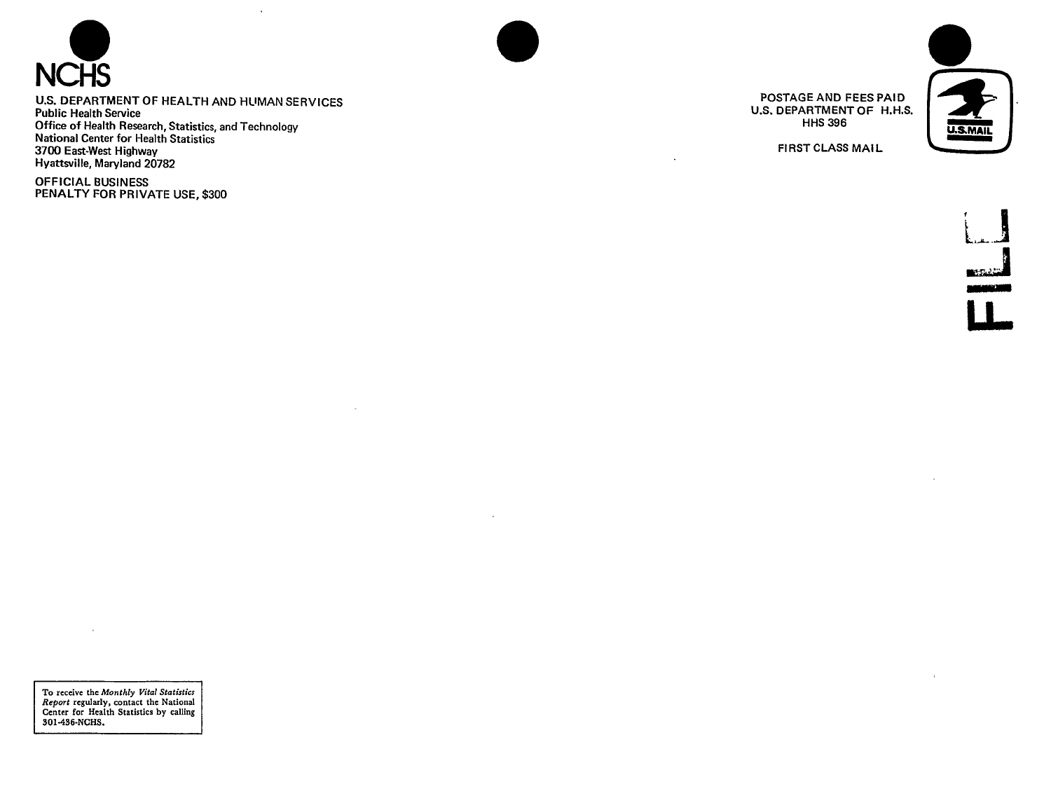NCHS

U.S. DEPARTMENT OF HEALTH AND HUMAN SERVICES
Public Health Service
Office of Health Research, Statistics, and Technology
National Center for Health Statistics
3700 East-West Highway
Hyattsville, Maryland 20782

OFFICIAL BUSINESS
PENALTY FOR PRIVATE USE, $300

POSTAGE AND FEES PAID
U.S. DEPARTMENT OF H.H.S.
HHS 396

FIRST CLASS MAIL

U.S.MAIL

FILE

To receive the *Monthly Vital Statistics Report* regularly, contact the National Center for Health Statistics by calling 301-436-NCHS.